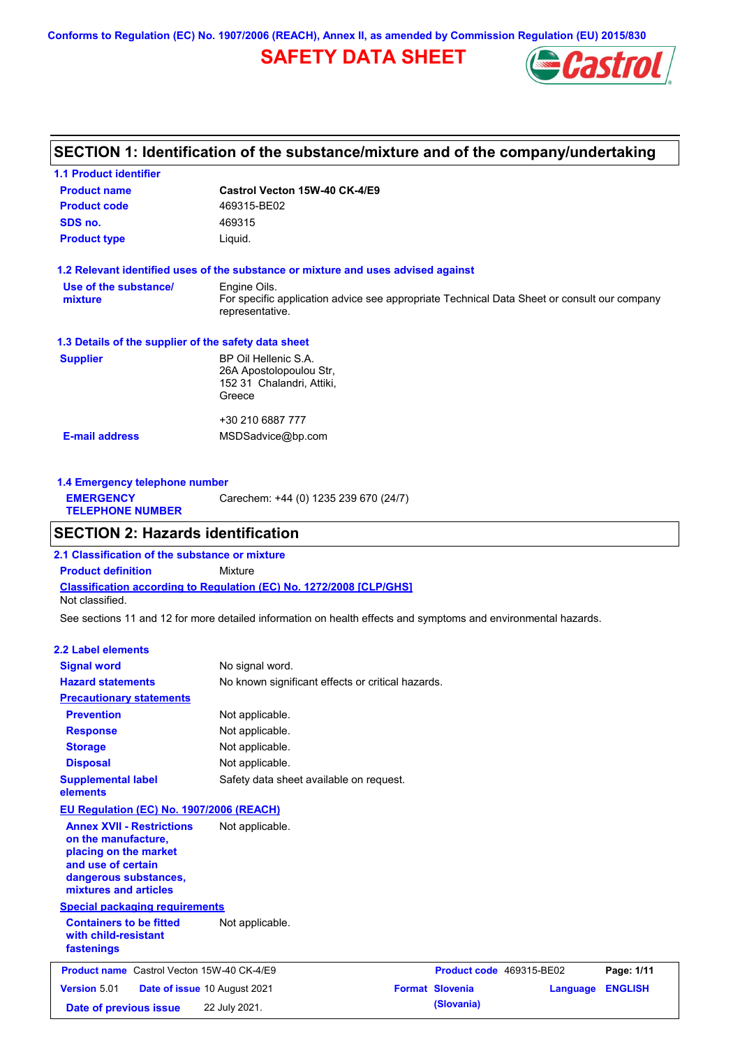Conforms to Regulation (EC) No. 1907/2006 (REACH), Annex II, as amended by Commission Regulation (EU) 2015/830

# SAFETY DATA SHEET

## SECTION 1: Identification of the substance/mixture and of the company/undertaking

### 1.1 Product identifier

| | |
|---|---|
| **Product name** | **Castrol Vecton 15W-40 CK-4/E9** |
| **Product code** | 469315-BE02 |
| **SDS no.** | 469315 |
| **Product type** | Liquid. |

### 1.2 Relevant identified uses of the substance or mixture and uses advised against

| | |
|---|---|
| **Use of the substance/ mixture** | Engine Oils. For specific application advice see appropriate Technical Data Sheet or consult our company representative. |

### 1.3 Details of the supplier of the safety data sheet

| | |
|---|---|
| **Supplier** | BP Oil Hellenic S.A. 26A Apostolopoulou Str, 152 31 Chalandri, Attiki, Greece<br><br>+30 210 6887 777 |
| **E-mail address** | MSDSadvice@bp.com |

### 1.4 Emergency telephone number

| | |
|---|---|
| **EMERGENCY TELEPHONE NUMBER** | Carechem: +44 (0) 1235 239 670 (24/7) |

## SECTION 2: Hazards identification

### 2.1 Classification of the substance or mixture

**Product definition** Mixture

**Classification according to Regulation (EC) No. 1272/2008 [CLP/GHS]**

Not classified.

See sections 11 and 12 for more detailed information on health effects and symptoms and environmental hazards.

### 2.2 Label elements

| | |
|---|---|
| **Signal word** | No signal word. |
| **Hazard statements** | No known significant effects or critical hazards. |
| **Precautionary statements** | |
| **Prevention** | Not applicable. |
| **Response** | Not applicable. |
| **Storage** | Not applicable. |
| **Disposal** | Not applicable. |
| **Supplemental label elements** | Safety data sheet available on request. |

**EU Regulation (EC) No. 1907/2006 (REACH)**

| | |
|---|---|
| **Annex XVII - Restrictions on the manufacture, placing on the market and use of certain dangerous substances, mixtures and articles** | Not applicable. |

**Special packaging requirements**

| | |
|---|---|
| **Containers to be fitted with child-resistant fastenings** | Not applicable. |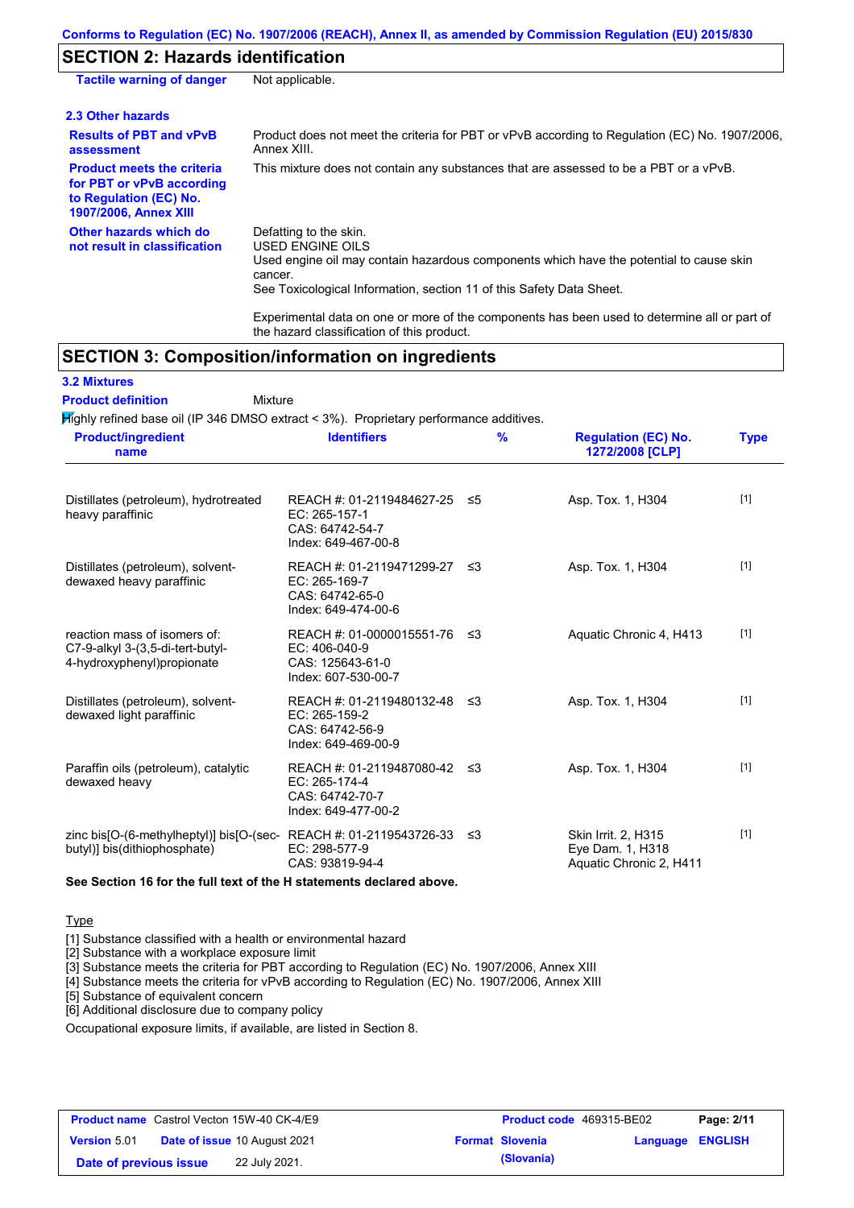## SECTION 2: Hazards identification

**Tactile warning of danger** Not applicable.

### 2.3 Other hazards

**Results of PBT and vPvB assessment** Product does not meet the criteria for PBT or vPvB according to Regulation (EC) No. 1907/2006, Annex XIII.

**Product meets the criteria for PBT or vPvB according to Regulation (EC) No. 1907/2006, Annex XIII** This mixture does not contain any substances that are assessed to be a PBT or a vPvB.

**Other hazards which do not result in classification** Defatting to the skin.
USED ENGINE OILS
Used engine oil may contain hazardous components which have the potential to cause skin cancer.
See Toxicological Information, section 11 of this Safety Data Sheet.

Experimental data on one or more of the components has been used to determine all or part of the hazard classification of this product.

## SECTION 3: Composition/information on ingredients

### 3.2 Mixtures

**Product definition** Mixture

Highly refined base oil (IP 346 DMSO extract < 3%). Proprietary performance additives.

| Product/ingredient name | Identifiers | % | Regulation (EC) No. 1272/2008 [CLP] | Type |
|---|---|---|---|---|
| Distillates (petroleum), hydrotreated heavy paraffinic | REACH #: 01-2119484627-25<br>EC: 265-157-1<br>CAS: 64742-54-7<br>Index: 649-467-00-8 | ≤5 | Asp. Tox. 1, H304 | [1] |
| Distillates (petroleum), solvent-dewaxed heavy paraffinic | REACH #: 01-2119471299-27<br>EC: 265-169-7<br>CAS: 64742-65-0<br>Index: 649-474-00-6 | ≤3 | Asp. Tox. 1, H304 | [1] |
| reaction mass of isomers of: C7-9-alkyl 3-(3,5-di-tert-butyl-4-hydroxyphenyl)propionate | REACH #: 01-0000015551-76<br>EC: 406-040-9<br>CAS: 125643-61-0<br>Index: 607-530-00-7 | ≤3 | Aquatic Chronic 4, H413 | [1] |
| Distillates (petroleum), solvent-dewaxed light paraffinic | REACH #: 01-2119480132-48<br>EC: 265-159-2<br>CAS: 64742-56-9<br>Index: 649-469-00-9 | ≤3 | Asp. Tox. 1, H304 | [1] |
| Paraffin oils (petroleum), catalytic dewaxed heavy | REACH #: 01-2119487080-42<br>EC: 265-174-4<br>CAS: 64742-70-7<br>Index: 649-477-00-2 | ≤3 | Asp. Tox. 1, H304 | [1] |
| zinc bis[O-(6-methylheptyl)] bis[O-(sec-butyl)] bis(dithiophosphate) | REACH #: 01-2119543726-33<br>EC: 298-577-9<br>CAS: 93819-94-4 | ≤3 | Skin Irrit. 2, H315<br>Eye Dam. 1, H318<br>Aquatic Chronic 2, H411 | [1] |

**See Section 16 for the full text of the H statements declared above.**

Type

[1] Substance classified with a health or environmental hazard
[2] Substance with a workplace exposure limit
[3] Substance meets the criteria for PBT according to Regulation (EC) No. 1907/2006, Annex XIII
[4] Substance meets the criteria for vPvB according to Regulation (EC) No. 1907/2006, Annex XIII
[5] Substance of equivalent concern
[6] Additional disclosure due to company policy

Occupational exposure limits, if available, are listed in Section 8.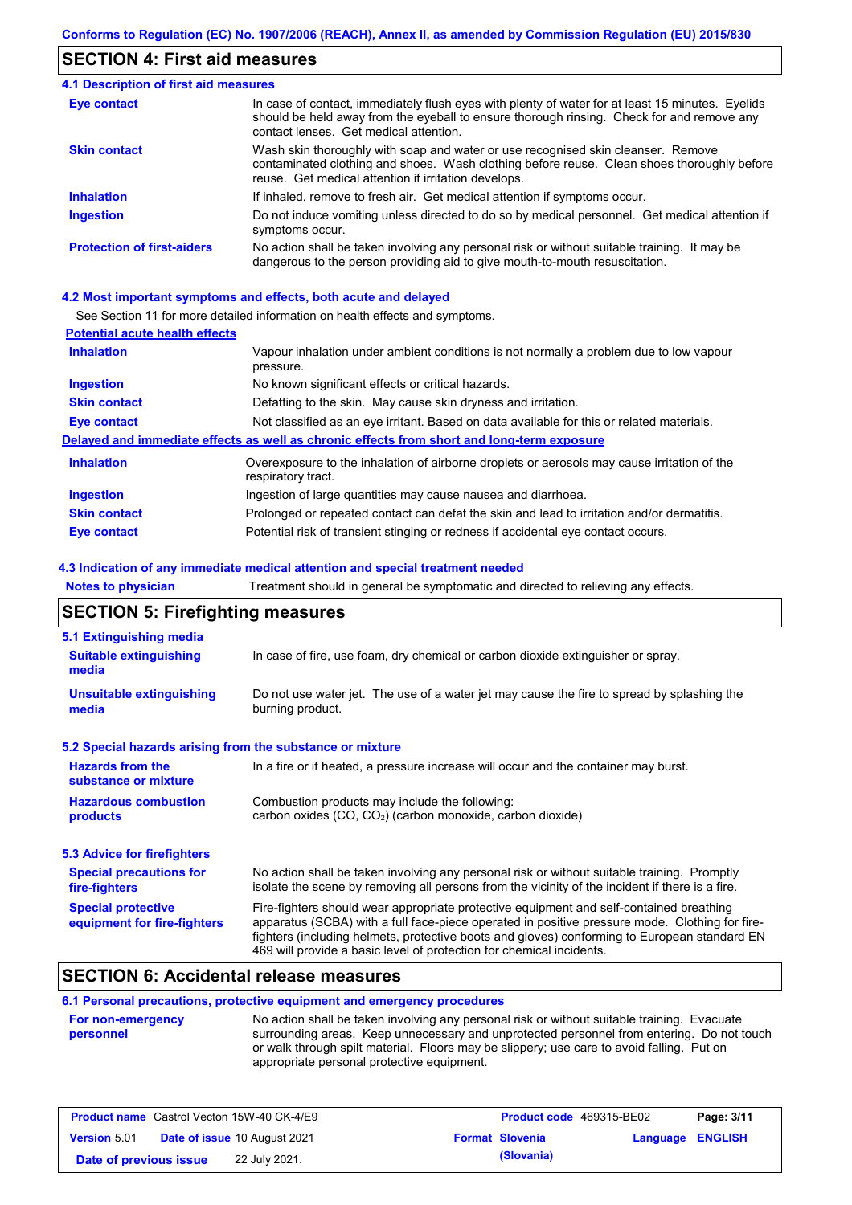## SECTION 4: First aid measures

### 4.1 Description of first aid measures

| | |
|---|---|
| **Eye contact** | In case of contact, immediately flush eyes with plenty of water for at least 15 minutes. Eyelids should be held away from the eyeball to ensure thorough rinsing. Check for and remove any contact lenses. Get medical attention. |
| **Skin contact** | Wash skin thoroughly with soap and water or use recognised skin cleanser. Remove contaminated clothing and shoes. Wash clothing before reuse. Clean shoes thoroughly before reuse. Get medical attention if irritation develops. |
| **Inhalation** | If inhaled, remove to fresh air. Get medical attention if symptoms occur. |
| **Ingestion** | Do not induce vomiting unless directed to do so by medical personnel. Get medical attention if symptoms occur. |
| **Protection of first-aiders** | No action shall be taken involving any personal risk or without suitable training. It may be dangerous to the person providing aid to give mouth-to-mouth resuscitation. |

### 4.2 Most important symptoms and effects, both acute and delayed

See Section 11 for more detailed information on health effects and symptoms.

**Potential acute health effects**

| | |
|---|---|
| **Inhalation** | Vapour inhalation under ambient conditions is not normally a problem due to low vapour pressure. |
| **Ingestion** | No known significant effects or critical hazards. |
| **Skin contact** | Defatting to the skin. May cause skin dryness and irritation. |
| **Eye contact** | Not classified as an eye irritant. Based on data available for this or related materials. |

**Delayed and immediate effects as well as chronic effects from short and long-term exposure**

| | |
|---|---|
| **Inhalation** | Overexposure to the inhalation of airborne droplets or aerosols may cause irritation of the respiratory tract. |
| **Ingestion** | Ingestion of large quantities may cause nausea and diarrhoea. |
| **Skin contact** | Prolonged or repeated contact can defat the skin and lead to irritation and/or dermatitis. |
| **Eye contact** | Potential risk of transient stinging or redness if accidental eye contact occurs. |

### 4.3 Indication of any immediate medical attention and special treatment needed

| | |
|---|---|
| **Notes to physician** | Treatment should in general be symptomatic and directed to relieving any effects. |

## SECTION 5: Firefighting measures

### 5.1 Extinguishing media

| | |
|---|---|
| **Suitable extinguishing media** | In case of fire, use foam, dry chemical or carbon dioxide extinguisher or spray. |
| **Unsuitable extinguishing media** | Do not use water jet. The use of a water jet may cause the fire to spread by splashing the burning product. |

### 5.2 Special hazards arising from the substance or mixture

| | |
|---|---|
| **Hazards from the substance or mixture** | In a fire or if heated, a pressure increase will occur and the container may burst. |
| **Hazardous combustion products** | Combustion products may include the following: carbon oxides (CO, $CO_2$) (carbon monoxide, carbon dioxide) |

### 5.3 Advice for firefighters

| | |
|---|---|
| **Special precautions for fire-fighters** | No action shall be taken involving any personal risk or without suitable training. Promptly isolate the scene by removing all persons from the vicinity of the incident if there is a fire. |
| **Special protective equipment for fire-fighters** | Fire-fighters should wear appropriate protective equipment and self-contained breathing apparatus (SCBA) with a full face-piece operated in positive pressure mode. Clothing for fire-fighters (including helmets, protective boots and gloves) conforming to European standard EN 469 will provide a basic level of protection for chemical incidents. |

## SECTION 6: Accidental release measures

### 6.1 Personal precautions, protective equipment and emergency procedures

| | |
|---|---|
| **For non-emergency personnel** | No action shall be taken involving any personal risk or without suitable training. Evacuate surrounding areas. Keep unnecessary and unprotected personnel from entering. Do not touch or walk through spilt material. Floors may be slippery; use care to avoid falling. Put on appropriate personal protective equipment. |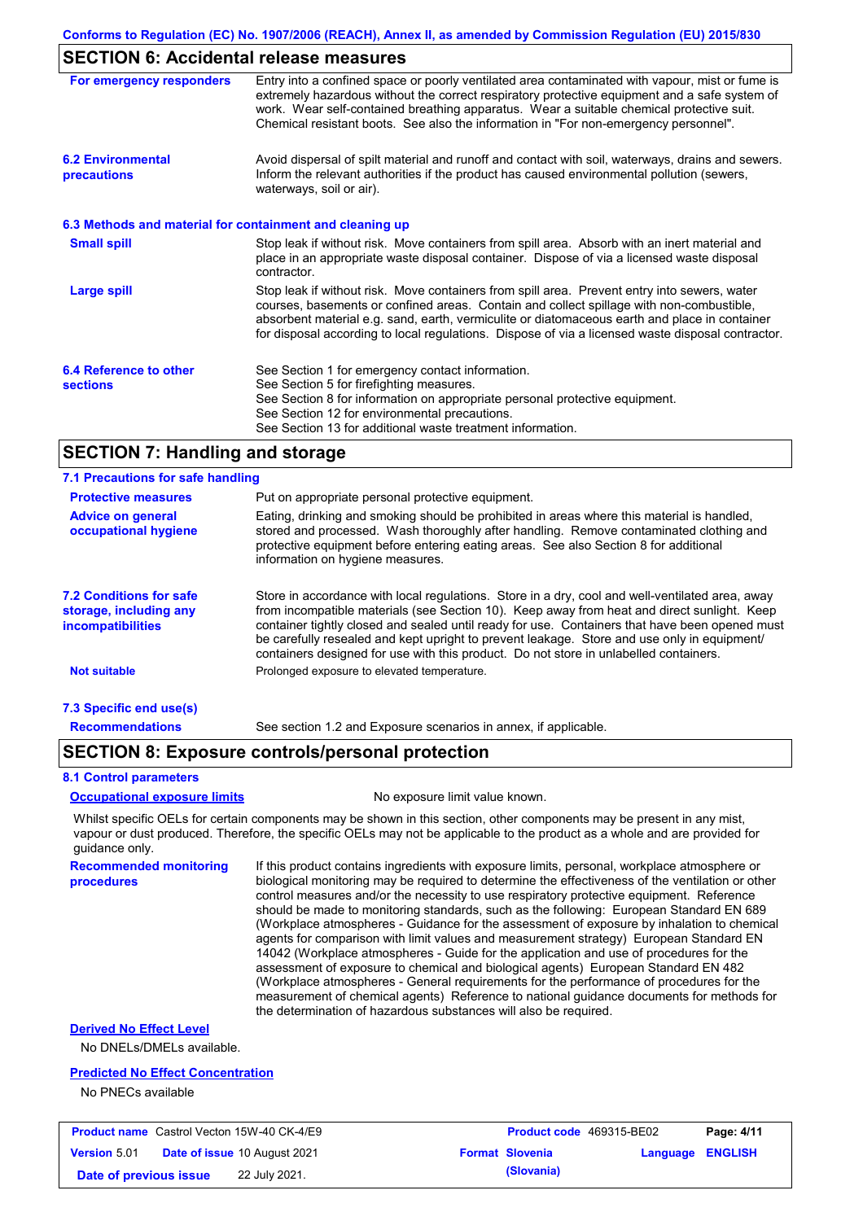## SECTION 6: Accidental release measures

**For emergency responders**

Entry into a confined space or poorly ventilated area contaminated with vapour, mist or fume is extremely hazardous without the correct respiratory protective equipment and a safe system of work. Wear self-contained breathing apparatus. Wear a suitable chemical protective suit. Chemical resistant boots. See also the information in "For non-emergency personnel".

**6.2 Environmental precautions**

Avoid dispersal of spilt material and runoff and contact with soil, waterways, drains and sewers. Inform the relevant authorities if the product has caused environmental pollution (sewers, waterways, soil or air).

### 6.3 Methods and material for containment and cleaning up

**Small spill**

Stop leak if without risk. Move containers from spill area. Absorb with an inert material and place in an appropriate waste disposal container. Dispose of via a licensed waste disposal contractor.

**Large spill**

Stop leak if without risk. Move containers from spill area. Prevent entry into sewers, water courses, basements or confined areas. Contain and collect spillage with non-combustible, absorbent material e.g. sand, earth, vermiculite or diatomaceous earth and place in container for disposal according to local regulations. Dispose of via a licensed waste disposal contractor.

**6.4 Reference to other sections**

See Section 1 for emergency contact information.
See Section 5 for firefighting measures.
See Section 8 for information on appropriate personal protective equipment.
See Section 12 for environmental precautions.
See Section 13 for additional waste treatment information.

## SECTION 7: Handling and storage

### 7.1 Precautions for safe handling

**Protective measures**

Put on appropriate personal protective equipment.

**Advice on general occupational hygiene**

Eating, drinking and smoking should be prohibited in areas where this material is handled, stored and processed. Wash thoroughly after handling. Remove contaminated clothing and protective equipment before entering eating areas. See also Section 8 for additional information on hygiene measures.

**7.2 Conditions for safe storage, including any incompatibilities**

Store in accordance with local regulations. Store in a dry, cool and well-ventilated area, away from incompatible materials (see Section 10). Keep away from heat and direct sunlight. Keep container tightly closed and sealed until ready for use. Containers that have been opened must be carefully resealed and kept upright to prevent leakage. Store and use only in equipment/containers designed for use with this product. Do not store in unlabelled containers.

**Not suitable**

Prolonged exposure to elevated temperature.

### 7.3 Specific end use(s)

**Recommendations**

See section 1.2 and Exposure scenarios in annex, if applicable.

## SECTION 8: Exposure controls/personal protection

### 8.1 Control parameters

**Occupational exposure limits**

No exposure limit value known.

Whilst specific OELs for certain components may be shown in this section, other components may be present in any mist, vapour or dust produced. Therefore, the specific OELs may not be applicable to the product as a whole and are provided for guidance only.

**Recommended monitoring procedures**

If this product contains ingredients with exposure limits, personal, workplace atmosphere or biological monitoring may be required to determine the effectiveness of the ventilation or other control measures and/or the necessity to use respiratory protective equipment. Reference should be made to monitoring standards, such as the following: European Standard EN 689 (Workplace atmospheres - Guidance for the assessment of exposure by inhalation to chemical agents for comparison with limit values and measurement strategy) European Standard EN 14042 (Workplace atmospheres - Guide for the application and use of procedures for the assessment of exposure to chemical and biological agents) European Standard EN 482 (Workplace atmospheres - General requirements for the performance of procedures for the measurement of chemical agents) Reference to national guidance documents for methods for the determination of hazardous substances will also be required.

**Derived No Effect Level**

No DNELs/DMELs available.

**Predicted No Effect Concentration**

No PNECs available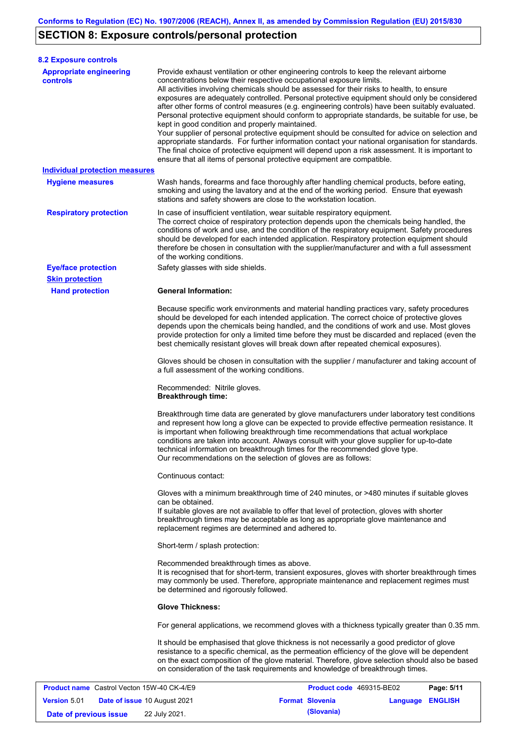## SECTION 8: Exposure controls/personal protection

### 8.2 Exposure controls

**Appropriate engineering controls**

Provide exhaust ventilation or other engineering controls to keep the relevant airborne concentrations below their respective occupational exposure limits.
All activities involving chemicals should be assessed for their risks to health, to ensure exposures are adequately controlled. Personal protective equipment should only be considered after other forms of control measures (e.g. engineering controls) have been suitably evaluated. Personal protective equipment should conform to appropriate standards, be suitable for use, be kept in good condition and properly maintained.
Your supplier of personal protective equipment should be consulted for advice on selection and appropriate standards. For further information contact your national organisation for standards. The final choice of protective equipment will depend upon a risk assessment. It is important to ensure that all items of personal protective equipment are compatible.

**Individual protection measures**

**Hygiene measures**

Wash hands, forearms and face thoroughly after handling chemical products, before eating, smoking and using the lavatory and at the end of the working period. Ensure that eyewash stations and safety showers are close to the workstation location.

**Respiratory protection**

In case of insufficient ventilation, wear suitable respiratory equipment.
The correct choice of respiratory protection depends upon the chemicals being handled, the conditions of work and use, and the condition of the respiratory equipment. Safety procedures should be developed for each intended application. Respiratory protection equipment should therefore be chosen in consultation with the supplier/manufacturer and with a full assessment of the working conditions.

**Eye/face protection**

Safety glasses with side shields.

**Skin protection**

**Hand protection**

**General Information:**

Because specific work environments and material handling practices vary, safety procedures should be developed for each intended application. The correct choice of protective gloves depends upon the chemicals being handled, and the conditions of work and use. Most gloves provide protection for only a limited time before they must be discarded and replaced (even the best chemically resistant gloves will break down after repeated chemical exposures).

Gloves should be chosen in consultation with the supplier / manufacturer and taking account of a full assessment of the working conditions.

Recommended: Nitrile gloves.
**Breakthrough time:**

Breakthrough time data are generated by glove manufacturers under laboratory test conditions and represent how long a glove can be expected to provide effective permeation resistance. It is important when following breakthrough time recommendations that actual workplace conditions are taken into account. Always consult with your glove supplier for up-to-date technical information on breakthrough times for the recommended glove type.
Our recommendations on the selection of gloves are as follows:

Continuous contact:

Gloves with a minimum breakthrough time of 240 minutes, or >480 minutes if suitable gloves can be obtained.
If suitable gloves are not available to offer that level of protection, gloves with shorter breakthrough times may be acceptable as long as appropriate glove maintenance and replacement regimes are determined and adhered to.

Short-term / splash protection:

Recommended breakthrough times as above.
It is recognised that for short-term, transient exposures, gloves with shorter breakthrough times may commonly be used. Therefore, appropriate maintenance and replacement regimes must be determined and rigorously followed.

**Glove Thickness:**

For general applications, we recommend gloves with a thickness typically greater than 0.35 mm.

It should be emphasised that glove thickness is not necessarily a good predictor of glove resistance to a specific chemical, as the permeation efficiency of the glove will be dependent on the exact composition of the glove material. Therefore, glove selection should also be based on consideration of the task requirements and knowledge of breakthrough times.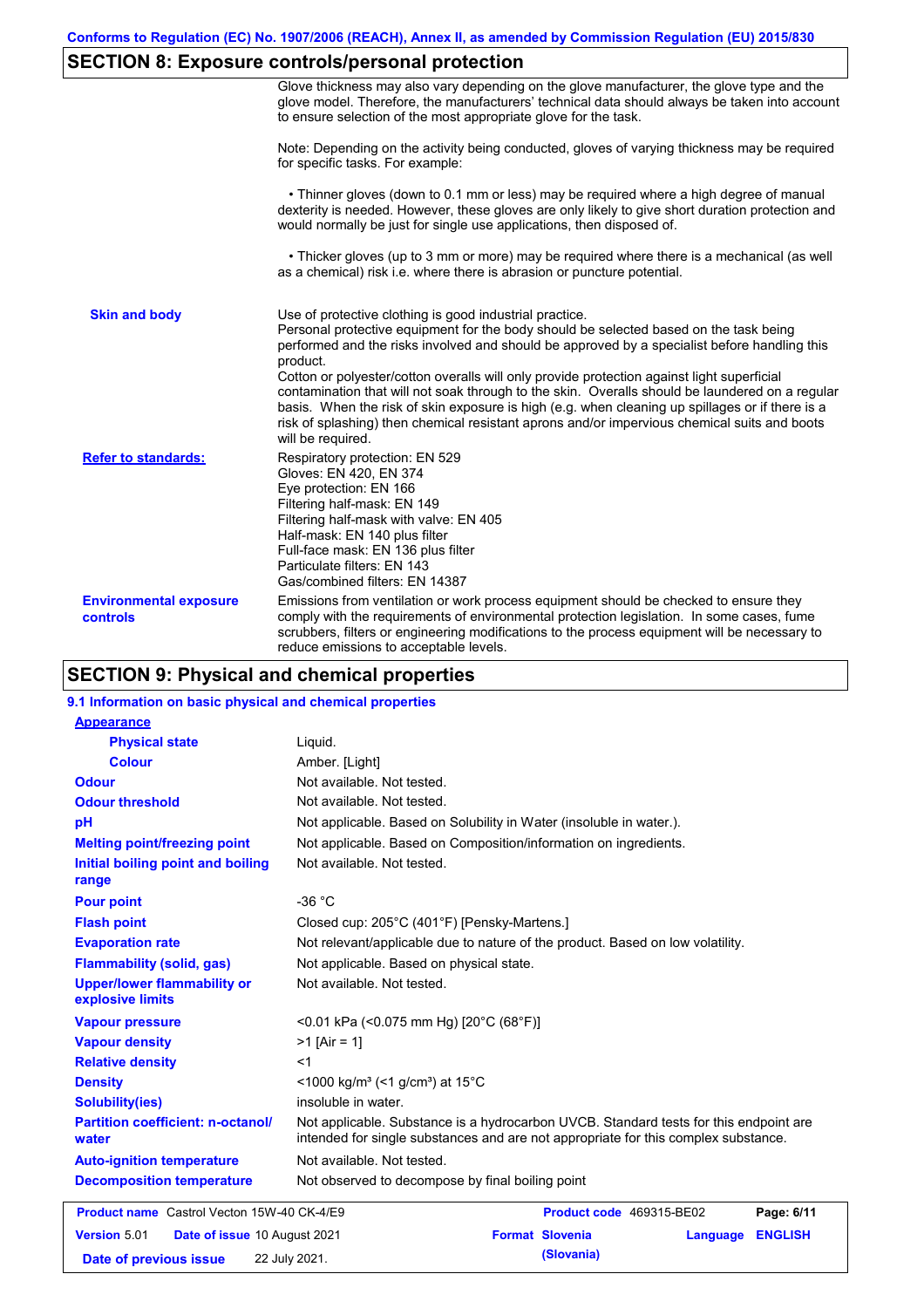## SECTION 8: Exposure controls/personal protection

Glove thickness may also vary depending on the glove manufacturer, the glove type and the glove model. Therefore, the manufacturers' technical data should always be taken into account to ensure selection of the most appropriate glove for the task.

Note: Depending on the activity being conducted, gloves of varying thickness may be required for specific tasks. For example:

- Thinner gloves (down to 0.1 mm or less) may be required where a high degree of manual dexterity is needed. However, these gloves are only likely to give short duration protection and would normally be just for single use applications, then disposed of.
- Thicker gloves (up to 3 mm or more) may be required where there is a mechanical (as well as a chemical) risk i.e. where there is abrasion or puncture potential.

**Skin and body**

Use of protective clothing is good industrial practice.
Personal protective equipment for the body should be selected based on the task being performed and the risks involved and should be approved by a specialist before handling this product.
Cotton or polyester/cotton overalls will only provide protection against light superficial contamination that will not soak through to the skin. Overalls should be laundered on a regular basis. When the risk of skin exposure is high (e.g. when cleaning up spillages or if there is a risk of splashing) then chemical resistant aprons and/or impervious chemical suits and boots will be required.

**Refer to standards:**

Respiratory protection: EN 529
Gloves: EN 420, EN 374
Eye protection: EN 166
Filtering half-mask: EN 149
Filtering half-mask with valve: EN 405
Half-mask: EN 140 plus filter
Full-face mask: EN 136 plus filter
Particulate filters: EN 143
Gas/combined filters: EN 14387

**Environmental exposure controls**

Emissions from ventilation or work process equipment should be checked to ensure they comply with the requirements of environmental protection legislation. In some cases, fume scrubbers, filters or engineering modifications to the process equipment will be necessary to reduce emissions to acceptable levels.

## SECTION 9: Physical and chemical properties

### 9.1 Information on basic physical and chemical properties

| Property | Value |
|---|---|
| **Appearance** | |
| Physical state | Liquid. |
| Colour | Amber. [Light] |
| Odour | Not available. Not tested. |
| Odour threshold | Not available. Not tested. |
| pH | Not applicable. Based on Solubility in Water (insoluble in water.). |
| Melting point/freezing point | Not applicable. Based on Composition/information on ingredients. |
| Initial boiling point and boiling range | Not available. Not tested. |
| Pour point | -36 °C |
| Flash point | Closed cup: 205°C (401°F) [Pensky-Martens.] |
| Evaporation rate | Not relevant/applicable due to nature of the product. Based on low volatility. |
| Flammability (solid, gas) | Not applicable. Based on physical state. |
| Upper/lower flammability or explosive limits | Not available. Not tested. |
| Vapour pressure | <0.01 kPa (<0.075 mm Hg) [20°C (68°F)] |
| Vapour density | >1 [Air = 1] |
| Relative density | <1 |
| Density | <1000 kg/m³ (<1 g/cm³) at 15°C |
| Solubility(ies) | insoluble in water. |
| Partition coefficient: n-octanol/water | Not applicable. Substance is a hydrocarbon UVCB. Standard tests for this endpoint are intended for single substances and are not appropriate for this complex substance. |
| Auto-ignition temperature | Not available. Not tested. |
| Decomposition temperature | Not observed to decompose by final boiling point |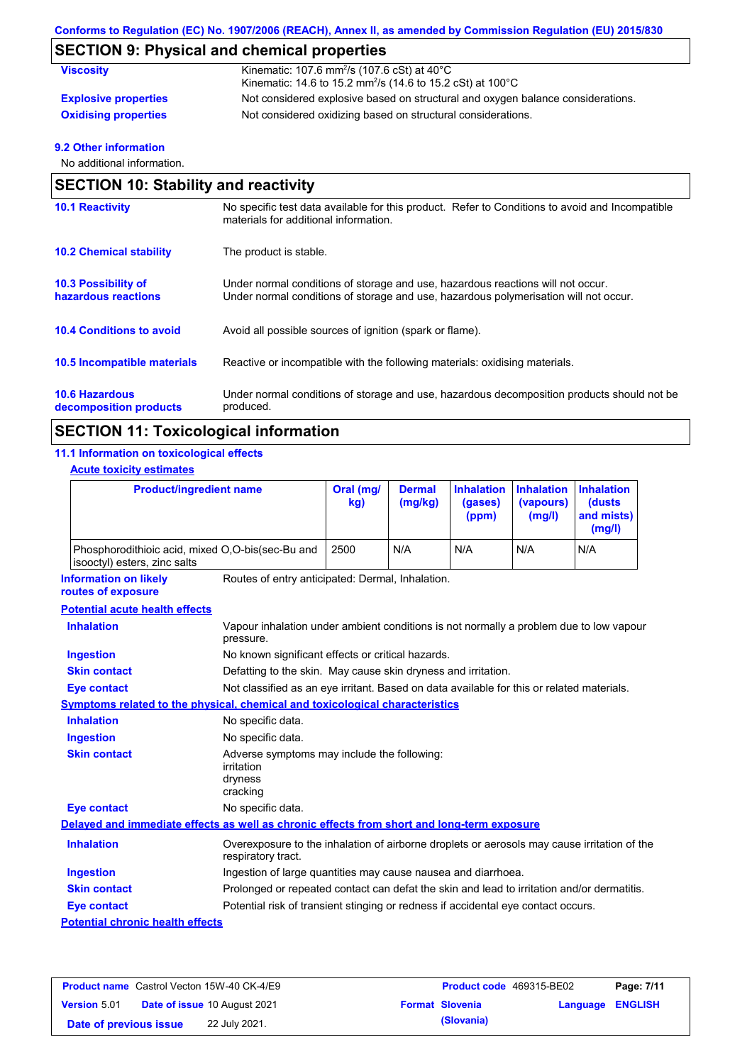## SECTION 9: Physical and chemical properties

| | |
|---|---|
| **Viscosity** | Kinematic: 107.6 $mm^2/s$ (107.6 cSt) at 40°C<br>Kinematic: 14.6 to 15.2 $mm^2/s$ (14.6 to 15.2 cSt) at 100°C |
| **Explosive properties** | Not considered explosive based on structural and oxygen balance considerations. |
| **Oxidising properties** | Not considered oxidizing based on structural considerations. |

### 9.2 Other information

No additional information.

## SECTION 10: Stability and reactivity

| | |
|---|---|
| **10.1 Reactivity** | No specific test data available for this product. Refer to Conditions to avoid and Incompatible materials for additional information. |
| **10.2 Chemical stability** | The product is stable. |
| **10.3 Possibility of hazardous reactions** | Under normal conditions of storage and use, hazardous reactions will not occur.<br>Under normal conditions of storage and use, hazardous polymerisation will not occur. |
| **10.4 Conditions to avoid** | Avoid all possible sources of ignition (spark or flame). |
| **10.5 Incompatible materials** | Reactive or incompatible with the following materials: oxidising materials. |
| **10.6 Hazardous decomposition products** | Under normal conditions of storage and use, hazardous decomposition products should not be produced. |

## SECTION 11: Toxicological information

### 11.1 Information on toxicological effects

**Acute toxicity estimates**

| Product/ingredient name | Oral (mg/kg) | Dermal (mg/kg) | Inhalation (gases) (ppm) | Inhalation (vapours) (mg/l) | Inhalation (dusts and mists) (mg/l) |
|---|---|---|---|---|---|
| Phosphorodithioic acid, mixed O,O-bis(sec-Bu and isooctyl) esters, zinc salts | 2500 | N/A | N/A | N/A | N/A |

**Information on likely routes of exposure**: Routes of entry anticipated: Dermal, Inhalation.

**Potential acute health effects**

| | |
|---|---|
| **Inhalation** | Vapour inhalation under ambient conditions is not normally a problem due to low vapour pressure. |
| **Ingestion** | No known significant effects or critical hazards. |
| **Skin contact** | Defatting to the skin. May cause skin dryness and irritation. |
| **Eye contact** | Not classified as an eye irritant. Based on data available for this or related materials. |

**Symptoms related to the physical, chemical and toxicological characteristics**

| | |
|---|---|
| **Inhalation** | No specific data. |
| **Ingestion** | No specific data. |
| **Skin contact** | Adverse symptoms may include the following:<br>irritation<br>dryness<br>cracking |
| **Eye contact** | No specific data. |

**Delayed and immediate effects as well as chronic effects from short and long-term exposure**

| | |
|---|---|
| **Inhalation** | Overexposure to the inhalation of airborne droplets or aerosols may cause irritation of the respiratory tract. |
| **Ingestion** | Ingestion of large quantities may cause nausea and diarrhoea. |
| **Skin contact** | Prolonged or repeated contact can defat the skin and lead to irritation and/or dermatitis. |
| **Eye contact** | Potential risk of transient stinging or redness if accidental eye contact occurs. |

**Potential chronic health effects**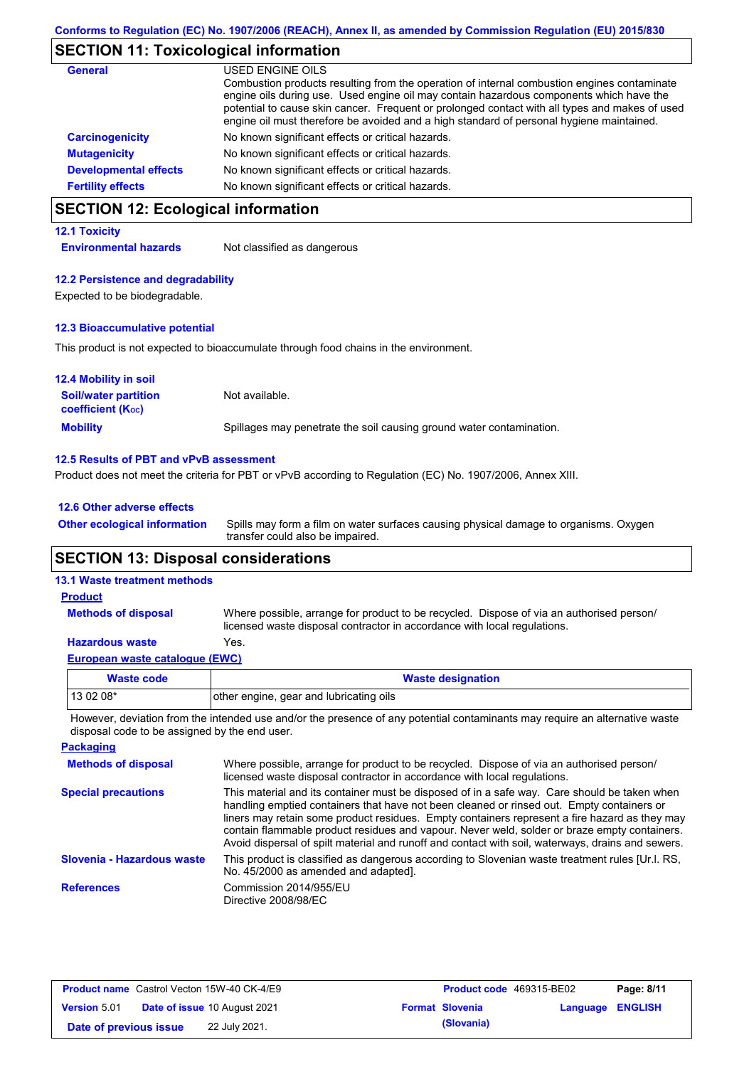## SECTION 11: Toxicological information

**General**

USED ENGINE OILS

Combustion products resulting from the operation of internal combustion engines contaminate engine oils during use. Used engine oil may contain hazardous components which have the potential to cause skin cancer. Frequent or prolonged contact with all types and makes of used engine oil must therefore be avoided and a high standard of personal hygiene maintained.

**Carcinogenicity** No known significant effects or critical hazards.

**Mutagenicity** No known significant effects or critical hazards.

**Developmental effects** No known significant effects or critical hazards.

**Fertility effects** No known significant effects or critical hazards.

## SECTION 12: Ecological information

### 12.1 Toxicity

**Environmental hazards** Not classified as dangerous

### 12.2 Persistence and degradability

Expected to be biodegradable.

### 12.3 Bioaccumulative potential

This product is not expected to bioaccumulate through food chains in the environment.

### 12.4 Mobility in soil

**Soil/water partition coefficient ($K_{OC}$)** Not available.

**Mobility** Spillages may penetrate the soil causing ground water contamination.

### 12.5 Results of PBT and vPvB assessment

Product does not meet the criteria for PBT or vPvB according to Regulation (EC) No. 1907/2006, Annex XIII.

### 12.6 Other adverse effects

**Other ecological information** Spills may form a film on water surfaces causing physical damage to organisms. Oxygen transfer could also be impaired.

## SECTION 13: Disposal considerations

### 13.1 Waste treatment methods

**Product**

**Methods of disposal** Where possible, arrange for product to be recycled. Dispose of via an authorised person/ licensed waste disposal contractor in accordance with local regulations.

**Hazardous waste** Yes.

**European waste catalogue (EWC)**

| Waste code | Waste designation |
|---|---|
| 13 02 08* | other engine, gear and lubricating oils |

However, deviation from the intended use and/or the presence of any potential contaminants may require an alternative waste disposal code to be assigned by the end user.

**Packaging**

**Methods of disposal** Where possible, arrange for product to be recycled. Dispose of via an authorised person/ licensed waste disposal contractor in accordance with local regulations.

**Special precautions** This material and its container must be disposed of in a safe way. Care should be taken when handling emptied containers that have not been cleaned or rinsed out. Empty containers or liners may retain some product residues. Empty containers represent a fire hazard as they may contain flammable product residues and vapour. Never weld, solder or braze empty containers. Avoid dispersal of spilt material and runoff and contact with soil, waterways, drains and sewers.

**Slovenia - Hazardous waste** This product is classified as dangerous according to Slovenian waste treatment rules [Ur.l. RS, No. 45/2000 as amended and adapted].

**References** Commission 2014/955/EU
Directive 2008/98/EC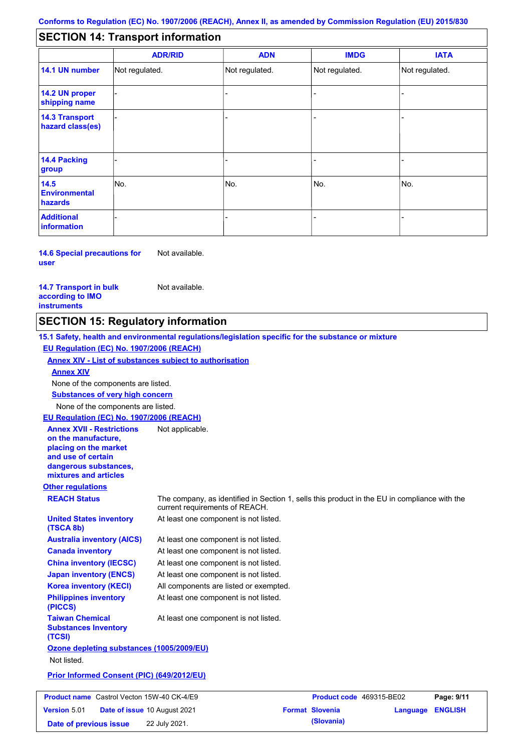## SECTION 14: Transport information

| | ADR/RID | ADN | IMDG | IATA |
|---|---|---|---|---|
| **14.1 UN number** | Not regulated. | Not regulated. | Not regulated. | Not regulated. |
| **14.2 UN proper shipping name** | - | - | - | - |
| **14.3 Transport hazard class(es)** | - | - | - | - |
| **14.4 Packing group** | - | - | - | - |
| **14.5 Environmental hazards** | No. | No. | No. | No. |
| **Additional information** | - | - | - | - |

**14.6 Special precautions for user** Not available.

**14.7 Transport in bulk according to IMO instruments** Not available.

## SECTION 15: Regulatory information

**15.1 Safety, health and environmental regulations/legislation specific for the substance or mixture**

**EU Regulation (EC) No. 1907/2006 (REACH)**

**Annex XIV - List of substances subject to authorisation**

**Annex XIV**

None of the components are listed.

**Substances of very high concern**

None of the components are listed.

**EU Regulation (EC) No. 1907/2006 (REACH)**

**Annex XVII - Restrictions on the manufacture, placing on the market and use of certain dangerous substances, mixtures and articles** Not applicable.

**Other regulations**

**REACH Status** The company, as identified in Section 1, sells this product in the EU in compliance with the current requirements of REACH.

**United States inventory (TSCA 8b)** At least one component is not listed.

**Australia inventory (AICS)** At least one component is not listed.

**Canada inventory** At least one component is not listed.

**China inventory (IECSC)** At least one component is not listed.

**Japan inventory (ENCS)** At least one component is not listed.

**Korea inventory (KECI)** All components are listed or exempted.

**Philippines inventory (PICCS)** At least one component is not listed.

**Taiwan Chemical Substances Inventory (TCSI)** At least one component is not listed.

**Ozone depleting substances (1005/2009/EU)**

Not listed.

**Prior Informed Consent (PIC) (649/2012/EU)**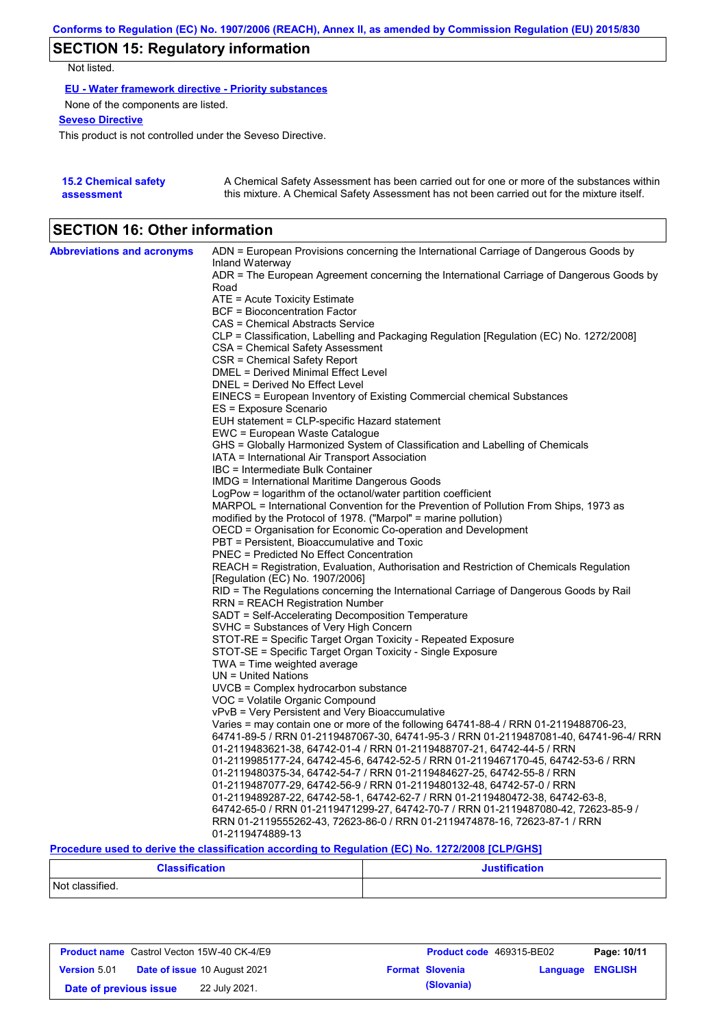## SECTION 15: Regulatory information

Not listed.

**EU - Water framework directive - Priority substances**

None of the components are listed.

**Seveso Directive**

This product is not controlled under the Seveso Directive.

**15.2 Chemical safety assessment**

A Chemical Safety Assessment has been carried out for one or more of the substances within this mixture. A Chemical Safety Assessment has not been carried out for the mixture itself.

## SECTION 16: Other information

**Abbreviations and acronyms**

ADN = European Provisions concerning the International Carriage of Dangerous Goods by Inland Waterway
ADR = The European Agreement concerning the International Carriage of Dangerous Goods by Road
ATE = Acute Toxicity Estimate
BCF = Bioconcentration Factor
CAS = Chemical Abstracts Service
CLP = Classification, Labelling and Packaging Regulation [Regulation (EC) No. 1272/2008]
CSA = Chemical Safety Assessment
CSR = Chemical Safety Report
DMEL = Derived Minimal Effect Level
DNEL = Derived No Effect Level
EINECS = European Inventory of Existing Commercial chemical Substances
ES = Exposure Scenario
EUH statement = CLP-specific Hazard statement
EWC = European Waste Catalogue
GHS = Globally Harmonized System of Classification and Labelling of Chemicals
IATA = International Air Transport Association
IBC = Intermediate Bulk Container
IMDG = International Maritime Dangerous Goods
LogPow = logarithm of the octanol/water partition coefficient
MARPOL = International Convention for the Prevention of Pollution From Ships, 1973 as modified by the Protocol of 1978. ("Marpol" = marine pollution)
OECD = Organisation for Economic Co-operation and Development
PBT = Persistent, Bioaccumulative and Toxic
PNEC = Predicted No Effect Concentration
REACH = Registration, Evaluation, Authorisation and Restriction of Chemicals Regulation [Regulation (EC) No. 1907/2006]
RID = The Regulations concerning the International Carriage of Dangerous Goods by Rail
RRN = REACH Registration Number
SADT = Self-Accelerating Decomposition Temperature
SVHC = Substances of Very High Concern
STOT-RE = Specific Target Organ Toxicity - Repeated Exposure
STOT-SE = Specific Target Organ Toxicity - Single Exposure
TWA = Time weighted average
UN = United Nations
UVCB = Complex hydrocarbon substance
VOC = Volatile Organic Compound
vPvB = Very Persistent and Very Bioaccumulative
Varies = may contain one or more of the following 64741-88-4 / RRN 01-2119488706-23, 64741-89-5 / RRN 01-2119487067-30, 64741-95-3 / RRN 01-2119487081-40, 64741-96-4/ RRN 01-2119483621-38, 64742-01-4 / RRN 01-2119488707-21, 64742-44-5 / RRN 01-2119985177-24, 64742-45-6, 64742-52-5 / RRN 01-2119467170-45, 64742-53-6 / RRN 01-2119480375-34, 64742-54-7 / RRN 01-2119484627-25, 64742-55-8 / RRN 01-2119487077-29, 64742-56-9 / RRN 01-2119480132-48, 64742-57-0 / RRN 01-2119489287-22, 64742-58-1, 64742-62-7 / RRN 01-2119480472-38, 64742-63-8, 64742-65-0 / RRN 01-2119471299-27, 64742-70-7 / RRN 01-2119487080-42, 72623-85-9 / RRN 01-2119555262-43, 72623-86-0 / RRN 01-2119474878-16, 72623-87-1 / RRN 01-2119474889-13

**Procedure used to derive the classification according to Regulation (EC) No. 1272/2008 [CLP/GHS]**

| Classification | Justification |
|---|---|
| Not classified. | |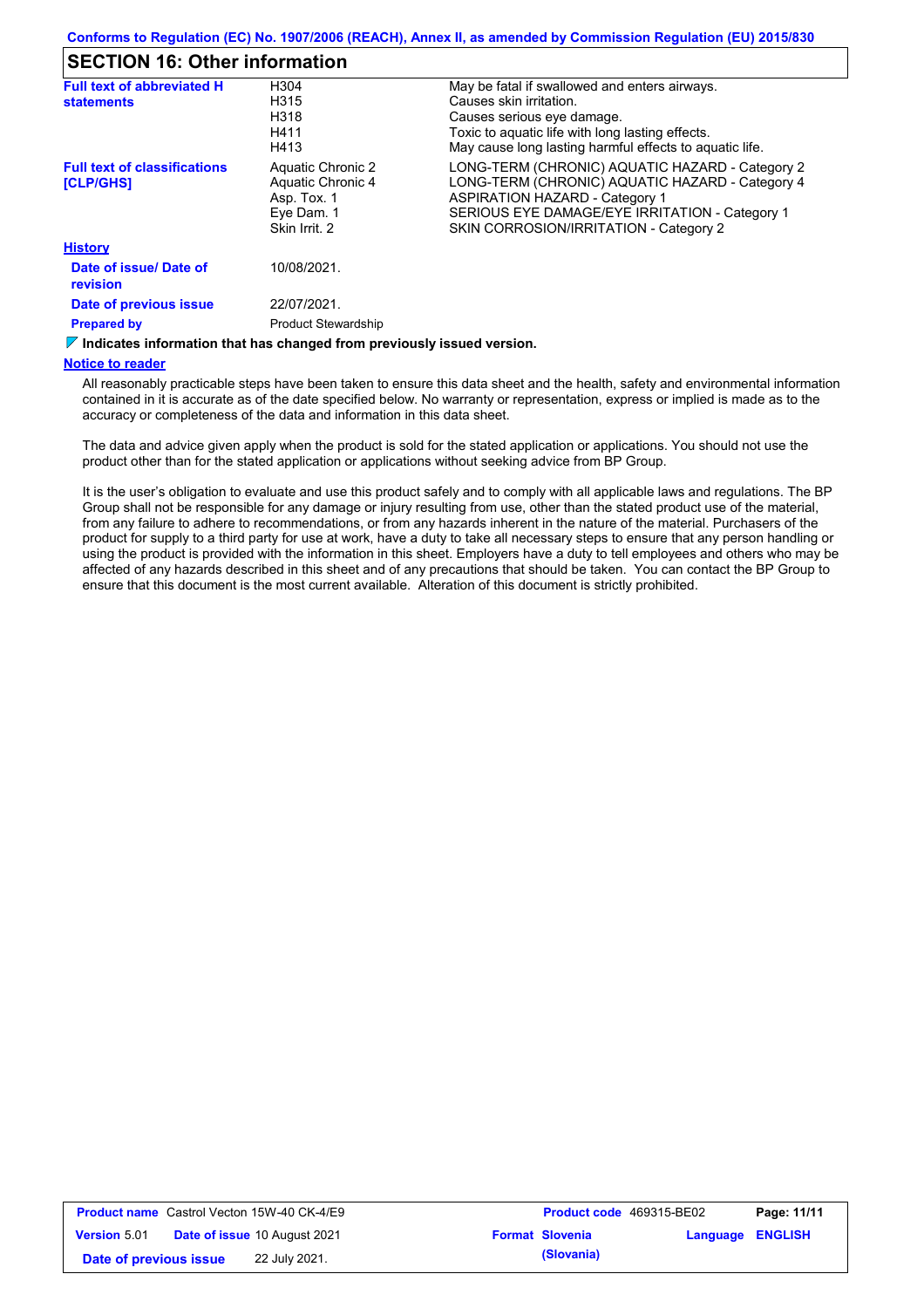## SECTION 16: Other information

| | | |
|---|---|---|
| **Full text of abbreviated H statements** | H304 | May be fatal if swallowed and enters airways. |
| | H315 | Causes skin irritation. |
| | H318 | Causes serious eye damage. |
| | H411 | Toxic to aquatic life with long lasting effects. |
| | H413 | May cause long lasting harmful effects to aquatic life. |
| **Full text of classifications [CLP/GHS]** | Aquatic Chronic 2 | LONG-TERM (CHRONIC) AQUATIC HAZARD - Category 2 |
| | Aquatic Chronic 4 | LONG-TERM (CHRONIC) AQUATIC HAZARD - Category 4 |
| | Asp. Tox. 1 | ASPIRATION HAZARD - Category 1 |
| | Eye Dam. 1 | SERIOUS EYE DAMAGE/EYE IRRITATION - Category 1 |
| | Skin Irrit. 2 | SKIN CORROSION/IRRITATION - Category 2 |

**History**

| | |
|---|---|
| **Date of issue/ Date of revision** | 10/08/2021. |
| **Date of previous issue** | 22/07/2021. |
| **Prepared by** | Product Stewardship |

**Indicates information that has changed from previously issued version.**

**Notice to reader**

All reasonably practicable steps have been taken to ensure this data sheet and the health, safety and environmental information contained in it is accurate as of the date specified below. No warranty or representation, express or implied is made as to the accuracy or completeness of the data and information in this data sheet.

The data and advice given apply when the product is sold for the stated application or applications. You should not use the product other than for the stated application or applications without seeking advice from BP Group.

It is the user's obligation to evaluate and use this product safely and to comply with all applicable laws and regulations. The BP Group shall not be responsible for any damage or injury resulting from use, other than the stated product use of the material, from any failure to adhere to recommendations, or from any hazards inherent in the nature of the material. Purchasers of the product for supply to a third party for use at work, have a duty to take all necessary steps to ensure that any person handling or using the product is provided with the information in this sheet. Employers have a duty to tell employees and others who may be affected of any hazards described in this sheet and of any precautions that should be taken. You can contact the BP Group to ensure that this document is the most current available. Alteration of this document is strictly prohibited.